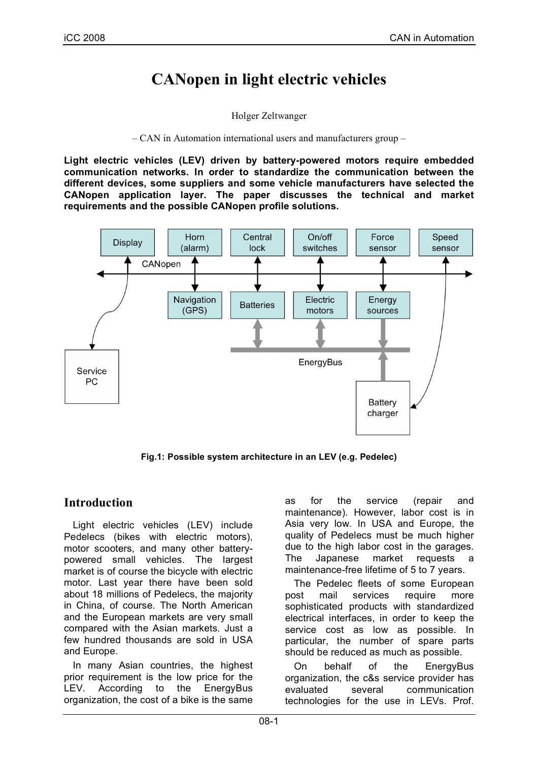# CANopen in light electric vehicles

Holger Zeltwanger

– CAN in Automation international users and manufacturers group –

**Light electric vehicles (LEV) driven by battery-powered motors require embedded communication networks. In order to standardize the communication between the different devices, some suppliers and some vehicle manufacturers have selected the CANopen application layer. The paper discusses the technical and market requirements and the possible CANopen profile solutions.**

**Fig.1: Possible system architecture in an LEV (e.g. Pedelec)**

## Introduction

Light electric vehicles (LEV) include Pedelecs (bikes with electric motors), motor scooters, and many other battery-powered small vehicles. The largest market is of course the bicycle with electric motor. Last year there have been sold about 18 millions of Pedelecs, the majority in China, of course. The North American and the European markets are very small compared with the Asian markets. Just a few hundred thousands are sold in USA and Europe.

In many Asian countries, the highest prior requirement is the low price for the LEV. According to the EnergyBus organization, the cost of a bike is the same as for the service (repair and maintenance). However, labor cost is in Asia very low. In USA and Europe, the quality of Pedelecs must be much higher due to the high labor cost in the garages. The Japanese market requests a maintenance-free lifetime of 5 to 7 years.

The Pedelec fleets of some European post mail services require more sophisticated products with standardized electrical interfaces, in order to keep the service cost as low as possible. In particular, the number of spare parts should be reduced as much as possible.

On behalf of the EnergyBus organization, the c&s service provider has evaluated several communication technologies for the use in LEVs. Prof.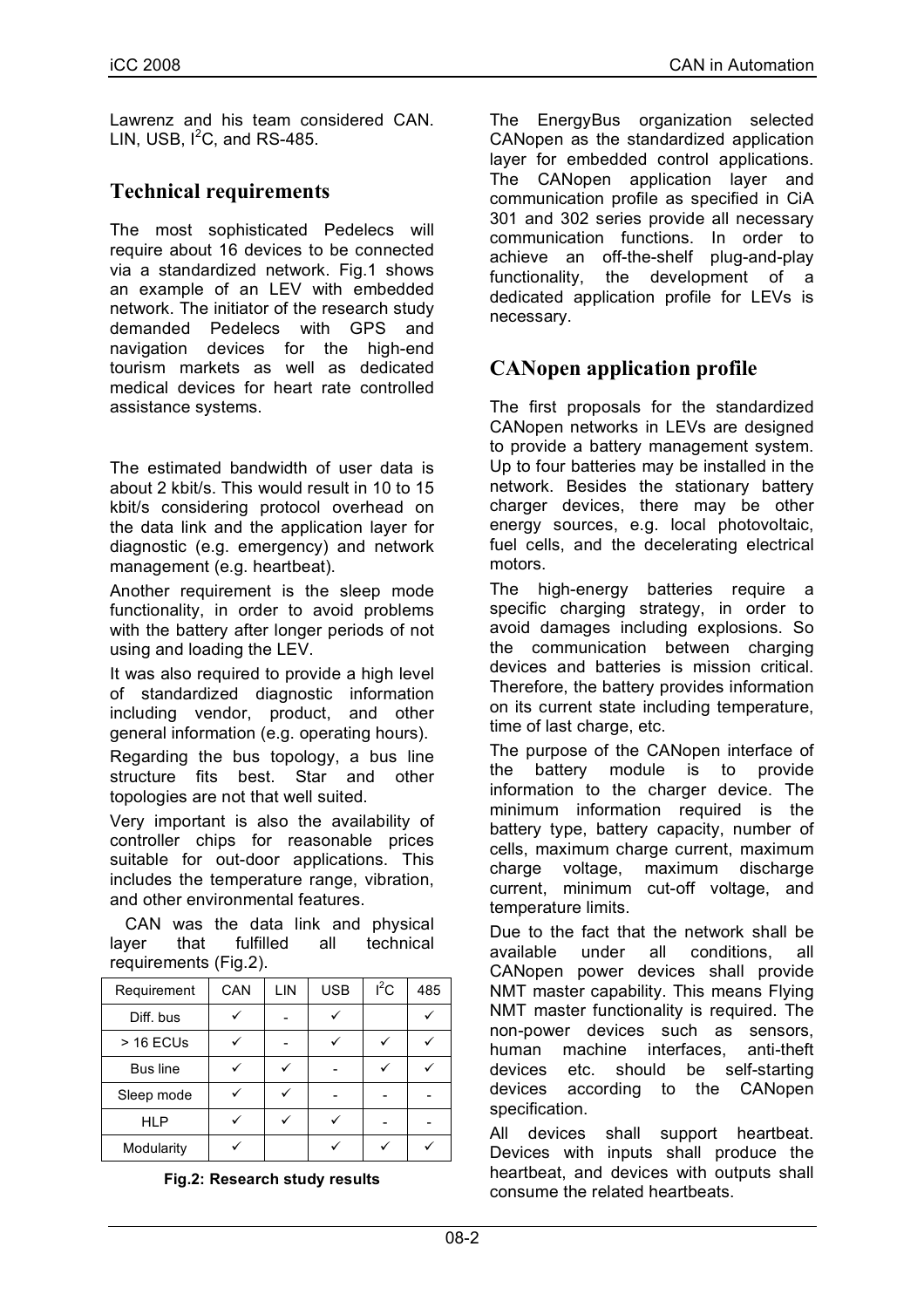Lawrenz and his team considered CAN. LIN, USB, $I^2C$, and RS-485.

## Technical requirements

The most sophisticated Pedelecs will require about 16 devices to be connected via a standardized network. Fig.1 shows an example of an LEV with embedded network. The initiator of the research study demanded Pedelecs with GPS and navigation devices for the high-end tourism markets as well as dedicated medical devices for heart rate controlled assistance systems.

The estimated bandwidth of user data is about 2 kbit/s. This would result in 10 to 15 kbit/s considering protocol overhead on the data link and the application layer for diagnostic (e.g. emergency) and network management (e.g. heartbeat).

Another requirement is the sleep mode functionality, in order to avoid problems with the battery after longer periods of not using and loading the LEV.

It was also required to provide a high level of standardized diagnostic information including vendor, product, and other general information (e.g. operating hours).

Regarding the bus topology, a bus line structure fits best. Star and other topologies are not that well suited.

Very important is also the availability of controller chips for reasonable prices suitable for out-door applications. This includes the temperature range, vibration, and other environmental features.

CAN was the data link and physical layer that fulfilled all technical requirements (Fig.2).

| Requirement | CAN | LIN | USB | $I^2C$ | 485 |
|---|---|---|---|---|---|
| Diff. bus | ✓ | - | ✓ | | ✓ |
| > 16 ECUs | ✓ | - | ✓ | ✓ | ✓ |
| Bus line | ✓ | ✓ | - | ✓ | ✓ |
| Sleep mode | ✓ | ✓ | - | - | - |
| HLP | ✓ | ✓ | ✓ | - | - |
| Modularity | ✓ | | ✓ | ✓ | ✓ |

**Fig.2: Research study results**

The EnergyBus organization selected CANopen as the standardized application layer for embedded control applications. The CANopen application layer and communication profile as specified in CiA 301 and 302 series provide all necessary communication functions. In order to achieve an off-the-shelf plug-and-play functionality, the development of a dedicated application profile for LEVs is necessary.

## CANopen application profile

The first proposals for the standardized CANopen networks in LEVs are designed to provide a battery management system. Up to four batteries may be installed in the network. Besides the stationary battery charger devices, there may be other energy sources, e.g. local photovoltaic, fuel cells, and the decelerating electrical motors.

The high-energy batteries require a specific charging strategy, in order to avoid damages including explosions. So the communication between charging devices and batteries is mission critical. Therefore, the battery provides information on its current state including temperature, time of last charge, etc.

The purpose of the CANopen interface of the battery module is to provide information to the charger device. The minimum information required is the battery type, battery capacity, number of cells, maximum charge current, maximum charge voltage, maximum discharge current, minimum cut-off voltage, and temperature limits.

Due to the fact that the network shall be available under all conditions, all CANopen power devices shall provide NMT master capability. This means Flying NMT master functionality is required. The non-power devices such as sensors, human machine interfaces, anti-theft devices etc. should be self-starting devices according to the CANopen specification.

All devices shall support heartbeat. Devices with inputs shall produce the heartbeat, and devices with outputs shall consume the related heartbeats.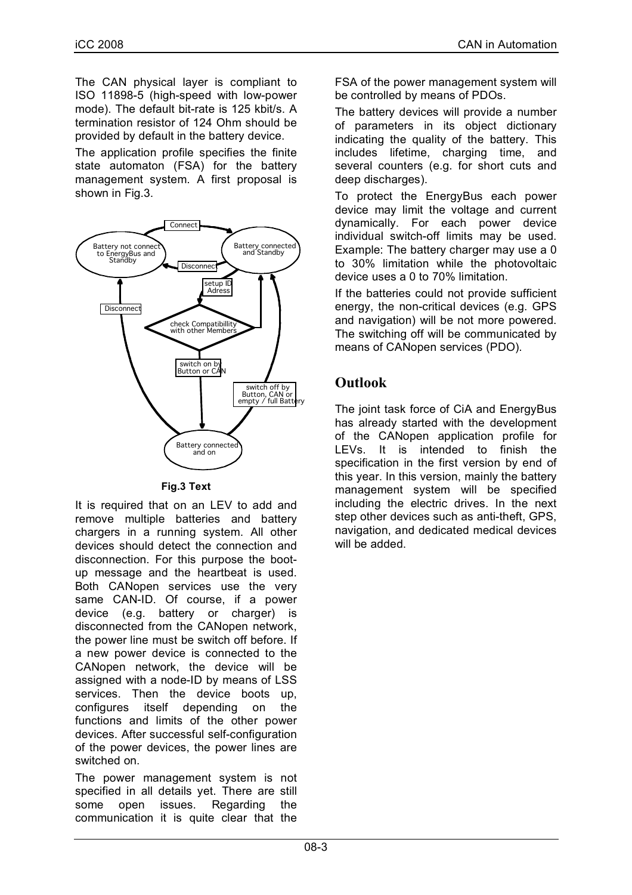The CAN physical layer is compliant to ISO 11898-5 (high-speed with low-power mode). The default bit-rate is 125 kbit/s. A termination resistor of 124 Ohm should be provided by default in the battery device.

The application profile specifies the finite state automaton (FSA) for the battery management system. A first proposal is shown in Fig.3.

Connect

Battery not connect to EnergyBus and Standby

Battery connected and Standby

Disconnect

setup ID Adress

Disconnect

check Compatibillity with other Members

switch on by Button or CAN

switch off by Button, CAN or empty / full Battery

Battery connected and on

**Fig.3 Text**

It is required that on an LEV to add and remove multiple batteries and battery chargers in a running system. All other devices should detect the connection and disconnection. For this purpose the boot-up message and the heartbeat is used. Both CANopen services use the very same CAN-ID. Of course, if a power device (e.g. battery or charger) is disconnected from the CANopen network, the power line must be switch off before. If a new power device is connected to the CANopen network, the device will be assigned with a node-ID by means of LSS services. Then the device boots up, configures itself depending on the functions and limits of the other power devices. After successful self-configuration of the power devices, the power lines are switched on.

The power management system is not specified in all details yet. There are still some open issues. Regarding the communication it is quite clear that the FSA of the power management system will be controlled by means of PDOs.

The battery devices will provide a number of parameters in its object dictionary indicating the quality of the battery. This includes lifetime, charging time, and several counters (e.g. for short cuts and deep discharges).

To protect the EnergyBus each power device may limit the voltage and current dynamically. For each power device individual switch-off limits may be used. Example: The battery charger may use a 0 to 30% limitation while the photovoltaic device uses a 0 to 70% limitation.

If the batteries could not provide sufficient energy, the non-critical devices (e.g. GPS and navigation) will be not more powered. The switching off will be communicated by means of CANopen services (PDO).

## Outlook

The joint task force of CiA and EnergyBus has already started with the development of the CANopen application profile for LEVs. It is intended to finish the specification in the first version by end of this year. In this version, mainly the battery management system will be specified including the electric drives. In the next step other devices such as anti-theft, GPS, navigation, and dedicated medical devices will be added.